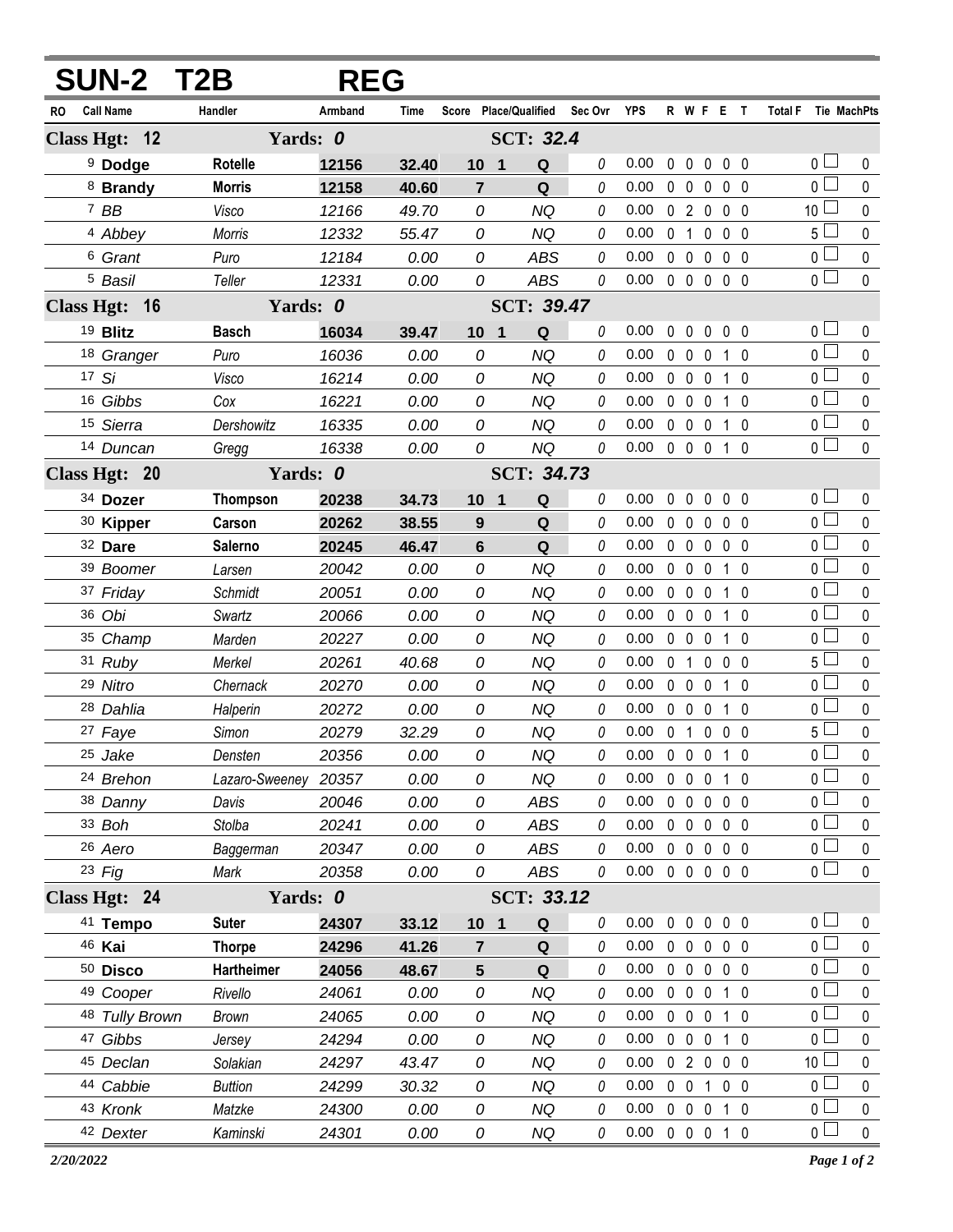# SUN-2 T2B REG

| RO | Call Name | Handler | Armband | Time | Score | Place/Qualified | Sec Ovr | YPS | R | W | F | E | T | Total F | Tie | MachPts |
|---|---|---|---|---|---|---|---|---|---|---|---|---|---|---|---|---|
| **Class Hgt: 12** | | **Yards: 0** | | | | **SCT: 32.4** | | | | | | | | | | |
| 9 | **Dodge** | **Rotelle** | **12156** | **32.40** | **10** | **1 Q** | 0 | 0.00 | 0 | 0 | 0 | 0 | 0 | 0 | ☐ | 0 |
| 8 | **Brandy** | **Morris** | **12158** | **40.60** | **7** | **Q** | 0 | 0.00 | 0 | 0 | 0 | 0 | 0 | 0 | ☐ | 0 |
| 7 | *BB* | *Visco* | *12166* | *49.70* | *0* | *NQ* | 0 | 0.00 | 0 | 2 | 0 | 0 | 0 | 10 | ☐ | 0 |
| 4 | *Abbey* | *Morris* | *12332* | *55.47* | *0* | *NQ* | 0 | 0.00 | 0 | 1 | 0 | 0 | 0 | 5 | ☐ | 0 |
| 6 | *Grant* | *Puro* | *12184* | *0.00* | *0* | *ABS* | 0 | 0.00 | 0 | 0 | 0 | 0 | 0 | 0 | ☐ | 0 |
| 5 | *Basil* | *Teller* | *12331* | *0.00* | *0* | *ABS* | 0 | 0.00 | 0 | 0 | 0 | 0 | 0 | 0 | ☐ | 0 |
| **Class Hgt: 16** | | **Yards: 0** | | | | **SCT: 39.47** | | | | | | | | | | |
| 19 | **Blitz** | **Basch** | **16034** | **39.47** | **10** | **1 Q** | 0 | 0.00 | 0 | 0 | 0 | 0 | 0 | 0 | ☐ | 0 |
| 18 | *Granger* | *Puro* | *16036* | *0.00* | *0* | *NQ* | 0 | 0.00 | 0 | 0 | 0 | 1 | 0 | 0 | ☐ | 0 |
| 17 | *Si* | *Visco* | *16214* | *0.00* | *0* | *NQ* | 0 | 0.00 | 0 | 0 | 0 | 1 | 0 | 0 | ☐ | 0 |
| 16 | *Gibbs* | *Cox* | *16221* | *0.00* | *0* | *NQ* | 0 | 0.00 | 0 | 0 | 0 | 1 | 0 | 0 | ☐ | 0 |
| 15 | *Sierra* | *Dershowitz* | *16335* | *0.00* | *0* | *NQ* | 0 | 0.00 | 0 | 0 | 0 | 1 | 0 | 0 | ☐ | 0 |
| 14 | *Duncan* | *Gregg* | *16338* | *0.00* | *0* | *NQ* | 0 | 0.00 | 0 | 0 | 0 | 1 | 0 | 0 | ☐ | 0 |
| **Class Hgt: 20** | | **Yards: 0** | | | | **SCT: 34.73** | | | | | | | | | | |
| 34 | **Dozer** | **Thompson** | **20238** | **34.73** | **10** | **1 Q** | 0 | 0.00 | 0 | 0 | 0 | 0 | 0 | 0 | ☐ | 0 |
| 30 | **Kipper** | **Carson** | **20262** | **38.55** | **9** | **Q** | 0 | 0.00 | 0 | 0 | 0 | 0 | 0 | 0 | ☐ | 0 |
| 32 | **Dare** | **Salerno** | **20245** | **46.47** | **6** | **Q** | 0 | 0.00 | 0 | 0 | 0 | 0 | 0 | 0 | ☐ | 0 |
| 39 | *Boomer* | *Larsen* | *20042* | *0.00* | *0* | *NQ* | 0 | 0.00 | 0 | 0 | 0 | 1 | 0 | 0 | ☐ | 0 |
| 37 | *Friday* | *Schmidt* | *20051* | *0.00* | *0* | *NQ* | 0 | 0.00 | 0 | 0 | 0 | 1 | 0 | 0 | ☐ | 0 |
| 36 | *Obi* | *Swartz* | *20066* | *0.00* | *0* | *NQ* | 0 | 0.00 | 0 | 0 | 0 | 1 | 0 | 0 | ☐ | 0 |
| 35 | *Champ* | *Marden* | *20227* | *0.00* | *0* | *NQ* | 0 | 0.00 | 0 | 0 | 0 | 1 | 0 | 0 | ☐ | 0 |
| 31 | *Ruby* | *Merkel* | *20261* | *40.68* | *0* | *NQ* | 0 | 0.00 | 0 | 1 | 0 | 0 | 0 | 5 | ☐ | 0 |
| 29 | *Nitro* | *Chernack* | *20270* | *0.00* | *0* | *NQ* | 0 | 0.00 | 0 | 0 | 0 | 1 | 0 | 0 | ☐ | 0 |
| 28 | *Dahlia* | *Halperin* | *20272* | *0.00* | *0* | *NQ* | 0 | 0.00 | 0 | 0 | 0 | 1 | 0 | 0 | ☐ | 0 |
| 27 | *Faye* | *Simon* | *20279* | *32.29* | *0* | *NQ* | 0 | 0.00 | 0 | 1 | 0 | 0 | 0 | 5 | ☐ | 0 |
| 25 | *Jake* | *Densten* | *20356* | *0.00* | *0* | *NQ* | 0 | 0.00 | 0 | 0 | 0 | 1 | 0 | 0 | ☐ | 0 |
| 24 | *Brehon* | *Lazaro-Sweeney* | *20357* | *0.00* | *0* | *NQ* | 0 | 0.00 | 0 | 0 | 0 | 1 | 0 | 0 | ☐ | 0 |
| 38 | *Danny* | *Davis* | *20046* | *0.00* | *0* | *ABS* | 0 | 0.00 | 0 | 0 | 0 | 0 | 0 | 0 | ☐ | 0 |
| 33 | *Boh* | *Stolba* | *20241* | *0.00* | *0* | *ABS* | 0 | 0.00 | 0 | 0 | 0 | 0 | 0 | 0 | ☐ | 0 |
| 26 | *Aero* | *Baggerman* | *20347* | *0.00* | *0* | *ABS* | 0 | 0.00 | 0 | 0 | 0 | 0 | 0 | 0 | ☐ | 0 |
| 23 | *Fig* | *Mark* | *20358* | *0.00* | *0* | *ABS* | 0 | 0.00 | 0 | 0 | 0 | 0 | 0 | 0 | ☐ | 0 |
| **Class Hgt: 24** | | **Yards: 0** | | | | **SCT: 33.12** | | | | | | | | | | |
| 41 | **Tempo** | **Suter** | **24307** | **33.12** | **10** | **1 Q** | 0 | 0.00 | 0 | 0 | 0 | 0 | 0 | 0 | ☐ | 0 |
| 46 | **Kai** | **Thorpe** | **24296** | **41.26** | **7** | **Q** | 0 | 0.00 | 0 | 0 | 0 | 0 | 0 | 0 | ☐ | 0 |
| 50 | **Disco** | **Hartheimer** | **24056** | **48.67** | **5** | **Q** | 0 | 0.00 | 0 | 0 | 0 | 0 | 0 | 0 | ☐ | 0 |
| 49 | *Cooper* | *Rivello* | *24061* | *0.00* | *0* | *NQ* | 0 | 0.00 | 0 | 0 | 0 | 1 | 0 | 0 | ☐ | 0 |
| 48 | *Tully Brown* | *Brown* | *24065* | *0.00* | *0* | *NQ* | 0 | 0.00 | 0 | 0 | 0 | 1 | 0 | 0 | ☐ | 0 |
| 47 | *Gibbs* | *Jersey* | *24294* | *0.00* | *0* | *NQ* | 0 | 0.00 | 0 | 0 | 0 | 1 | 0 | 0 | ☐ | 0 |
| 45 | *Declan* | *Solakian* | *24297* | *43.47* | *0* | *NQ* | 0 | 0.00 | 0 | 2 | 0 | 0 | 0 | 10 | ☐ | 0 |
| 44 | *Cabbie* | *Buttion* | *24299* | *30.32* | *0* | *NQ* | 0 | 0.00 | 0 | 0 | 1 | 0 | 0 | 0 | ☐ | 0 |
| 43 | *Kronk* | *Matzke* | *24300* | *0.00* | *0* | *NQ* | 0 | 0.00 | 0 | 0 | 0 | 1 | 0 | 0 | ☐ | 0 |
| 42 | *Dexter* | *Kaminski* | *24301* | *0.00* | *0* | *NQ* | 0 | 0.00 | 0 | 0 | 0 | 1 | 0 | 0 | ☐ | 0 |

*2/20/2022*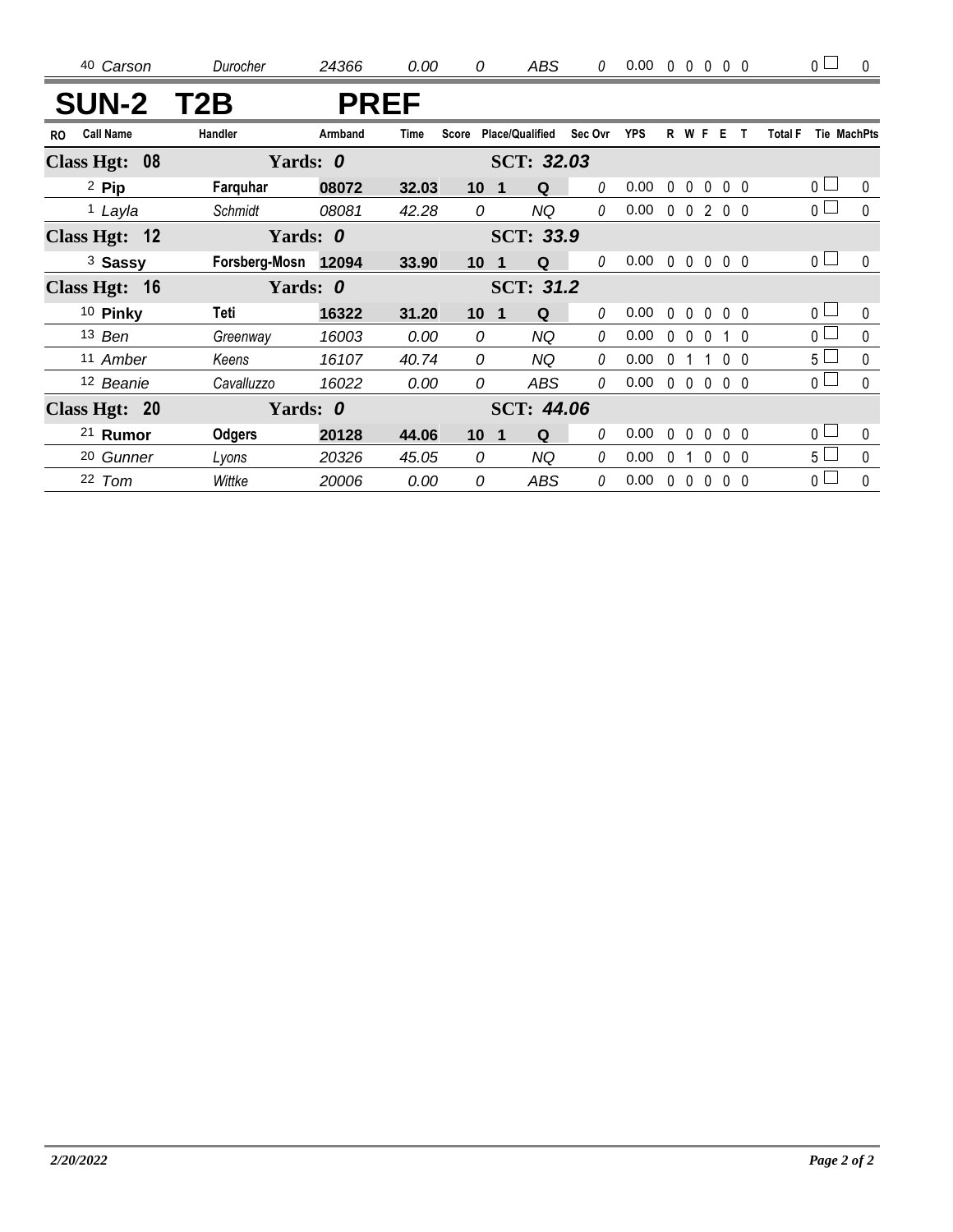| RO | Call Name | Handler | Armband | Time | Score | Place/Qualified | Sec Ovr | YPS | R | W | F | E | T | Total F | Tie | MachPts |
|---|---|---|---|---|---|---|---|---|---|---|---|---|---|---|---|---|
| 40 | Carson | Durocher | 24366 | 0.00 | 0 | ABS | 0 | 0.00 | 0 | 0 | 0 | 0 | 0 | 0 | | 0 |

# SUN-2 T2B PREF

| RO | Call Name | Handler | Armband | Time | Score | Place/Qualified | | Sec Ovr | YPS | R | W | F | E | T | Total F | Tie | MachPts |
|---|---|---|---|---|---|---|---|---|---|---|---|---|---|---|---|---|---|
| **Class Hgt: 08** | | **Yards: 0** | | | **SCT: 32.03** | | | | | | | | | | | | |
| 2 | **Pip** | **Farquhar** | **08072** | **32.03** | **10** | **1** | **Q** | 0 | 0.00 | 0 | 0 | 0 | 0 | 0 | 0 | | 0 |
| 1 | Layla | Schmidt | 08081 | 42.28 | 0 | | NQ | 0 | 0.00 | 0 | 0 | 2 | 0 | 0 | 0 | | 0 |
| **Class Hgt: 12** | | **Yards: 0** | | | **SCT: 33.9** | | | | | | | | | | | | |
| 3 | **Sassy** | **Forsberg-Mosn** | **12094** | **33.90** | **10** | **1** | **Q** | 0 | 0.00 | 0 | 0 | 0 | 0 | 0 | 0 | | 0 |
| **Class Hgt: 16** | | **Yards: 0** | | | **SCT: 31.2** | | | | | | | | | | | | |
| 10 | **Pinky** | **Teti** | **16322** | **31.20** | **10** | **1** | **Q** | 0 | 0.00 | 0 | 0 | 0 | 0 | 0 | 0 | | 0 |
| 13 | Ben | Greenway | 16003 | 0.00 | 0 | | NQ | 0 | 0.00 | 0 | 0 | 0 | 1 | 0 | 0 | | 0 |
| 11 | Amber | Keens | 16107 | 40.74 | 0 | | NQ | 0 | 0.00 | 0 | 1 | 1 | 0 | 0 | 5 | | 0 |
| 12 | Beanie | Cavalluzzo | 16022 | 0.00 | 0 | | ABS | 0 | 0.00 | 0 | 0 | 0 | 0 | 0 | 0 | | 0 |
| **Class Hgt: 20** | | **Yards: 0** | | | **SCT: 44.06** | | | | | | | | | | | | |
| 21 | **Rumor** | **Odgers** | **20128** | **44.06** | **10** | **1** | **Q** | 0 | 0.00 | 0 | 0 | 0 | 0 | 0 | 0 | | 0 |
| 20 | Gunner | Lyons | 20326 | 45.05 | 0 | | NQ | 0 | 0.00 | 0 | 1 | 0 | 0 | 0 | 5 | | 0 |
| 22 | Tom | Wittke | 20006 | 0.00 | 0 | | ABS | 0 | 0.00 | 0 | 0 | 0 | 0 | 0 | 0 | | 0 |

*2/20/2022*